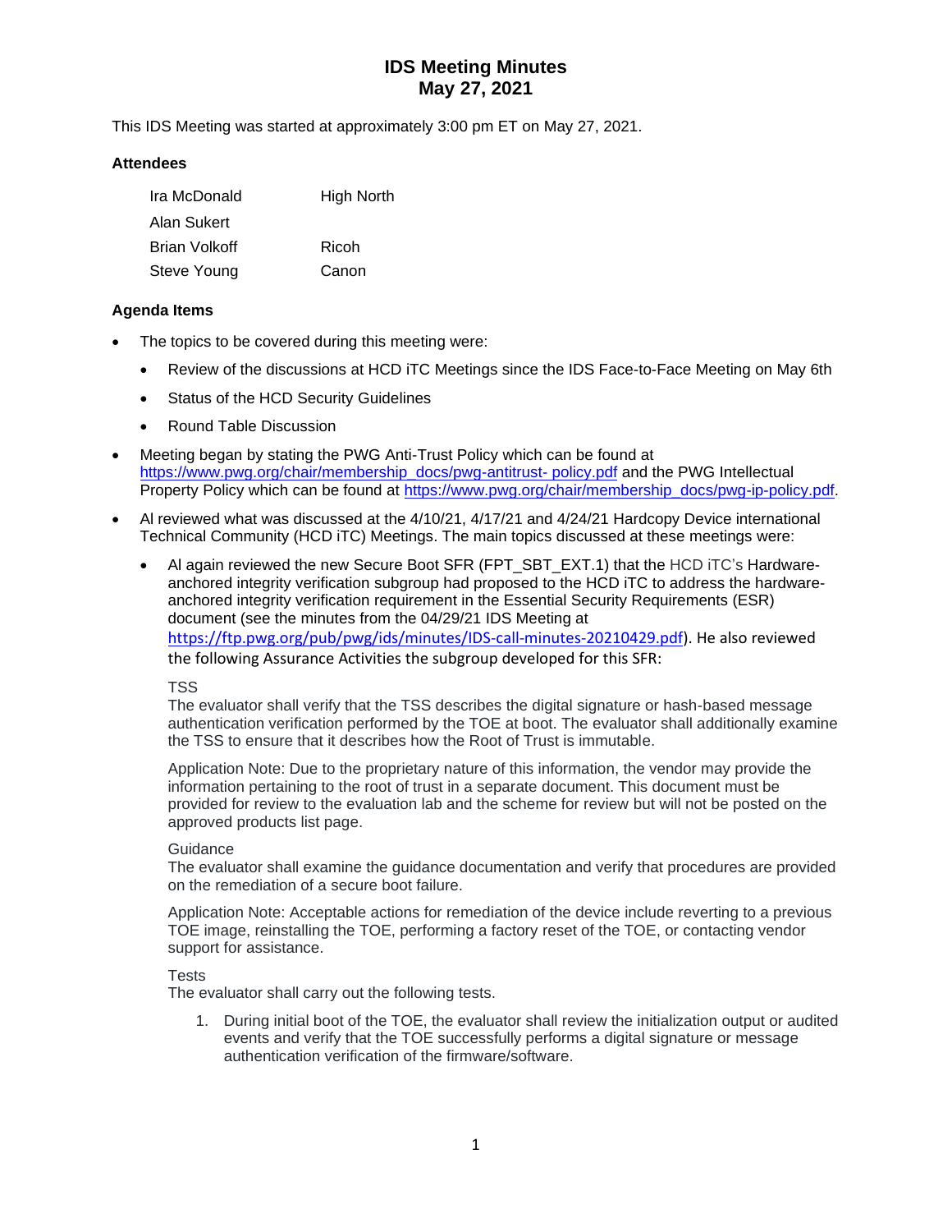# IDS Meeting Minutes
# May 27, 2021

This IDS Meeting was started at approximately 3:00 pm ET on May 27, 2021.

### Attendees

| | |
|---|---|
| Ira McDonald | High North |
| Alan Sukert | |
| Brian Volkoff | Ricoh |
| Steve Young | Canon |

### Agenda Items

- The topics to be covered during this meeting were:
  - Review of the discussions at HCD iTC Meetings since the IDS Face-to-Face Meeting on May 6th
  - Status of the HCD Security Guidelines
  - Round Table Discussion
- Meeting began by stating the PWG Anti-Trust Policy which can be found at [https://www.pwg.org/chair/membership_docs/pwg-antitrust- policy.pdf](https://www.pwg.org/chair/membership_docs/pwg-antitrust-policy.pdf) and the PWG Intellectual Property Policy which can be found at [https://www.pwg.org/chair/membership_docs/pwg-ip-policy.pdf](https://www.pwg.org/chair/membership_docs/pwg-ip-policy.pdf).
- Al reviewed what was discussed at the 4/10/21, 4/17/21 and 4/24/21 Hardcopy Device international Technical Community (HCD iTC) Meetings. The main topics discussed at these meetings were:
  - Al again reviewed the new Secure Boot SFR (FPT_SBT_EXT.1) that the HCD iTC's Hardware-anchored integrity verification subgroup had proposed to the HCD iTC to address the hardware-anchored integrity verification requirement in the Essential Security Requirements (ESR) document (see the minutes from the 04/29/21 IDS Meeting at [https://ftp.pwg.org/pub/pwg/ids/minutes/IDS-call-minutes-20210429.pdf](https://ftp.pwg.org/pub/pwg/ids/minutes/IDS-call-minutes-20210429.pdf)). He also reviewed the following Assurance Activities the subgroup developed for this SFR:

    TSS
    The evaluator shall verify that the TSS describes the digital signature or hash-based message authentication verification performed by the TOE at boot. The evaluator shall additionally examine the TSS to ensure that it describes how the Root of Trust is immutable.

    Application Note: Due to the proprietary nature of this information, the vendor may provide the information pertaining to the root of trust in a separate document. This document must be provided for review to the evaluation lab and the scheme for review but will not be posted on the approved products list page.

    Guidance
    The evaluator shall examine the guidance documentation and verify that procedures are provided on the remediation of a secure boot failure.

    Application Note: Acceptable actions for remediation of the device include reverting to a previous TOE image, reinstalling the TOE, performing a factory reset of the TOE, or contacting vendor support for assistance.

    Tests
    The evaluator shall carry out the following tests.

    1. During initial boot of the TOE, the evaluator shall review the initialization output or audited events and verify that the TOE successfully performs a digital signature or message authentication verification of the firmware/software.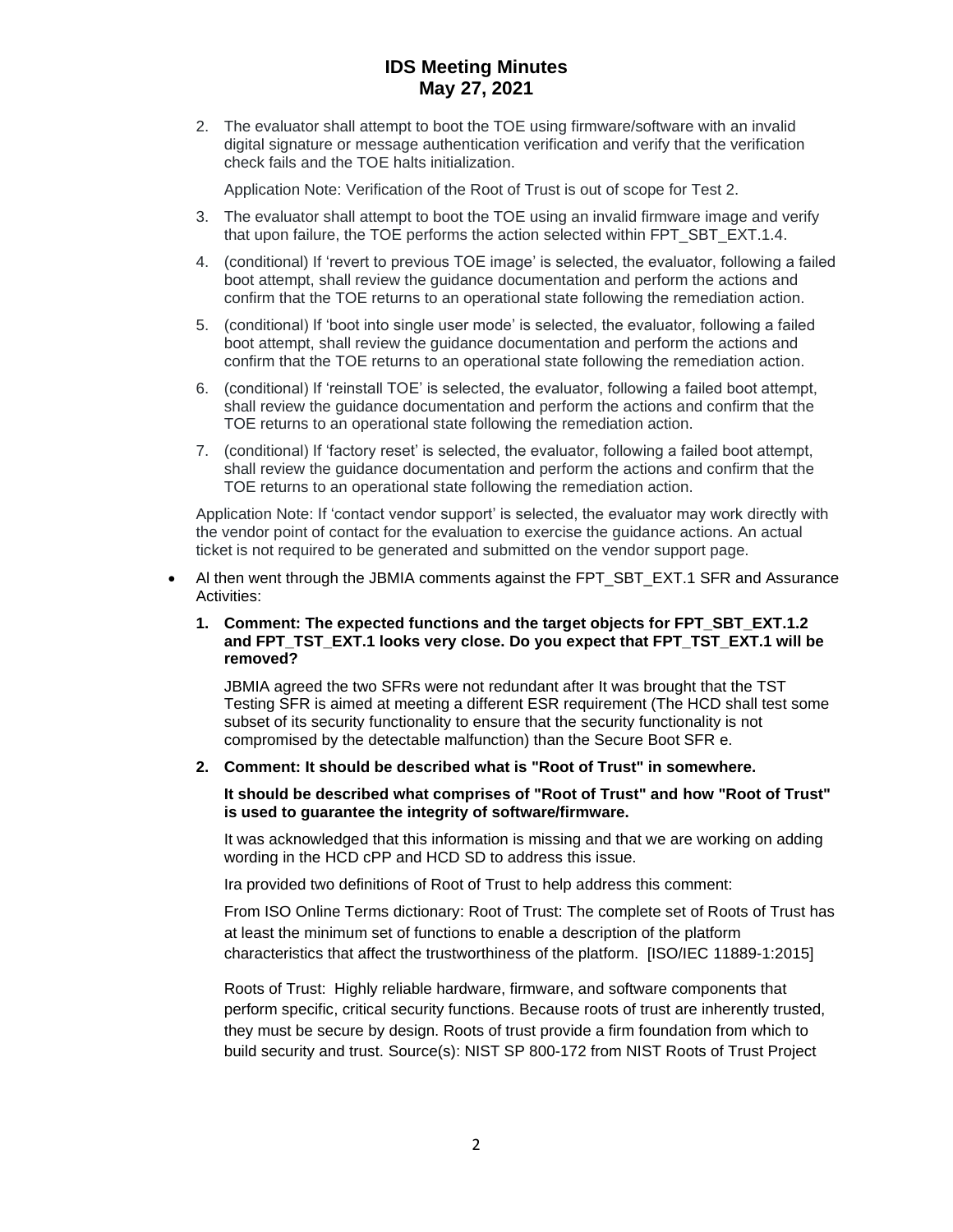2. The evaluator shall attempt to boot the TOE using firmware/software with an invalid digital signature or message authentication verification and verify that the verification check fails and the TOE halts initialization.

   Application Note: Verification of the Root of Trust is out of scope for Test 2.

3. The evaluator shall attempt to boot the TOE using an invalid firmware image and verify that upon failure, the TOE performs the action selected within FPT_SBT_EXT.1.4.

4. (conditional) If 'revert to previous TOE image' is selected, the evaluator, following a failed boot attempt, shall review the guidance documentation and perform the actions and confirm that the TOE returns to an operational state following the remediation action.

5. (conditional) If 'boot into single user mode' is selected, the evaluator, following a failed boot attempt, shall review the guidance documentation and perform the actions and confirm that the TOE returns to an operational state following the remediation action.

6. (conditional) If 'reinstall TOE' is selected, the evaluator, following a failed boot attempt, shall review the guidance documentation and perform the actions and confirm that the TOE returns to an operational state following the remediation action.

7. (conditional) If 'factory reset' is selected, the evaluator, following a failed boot attempt, shall review the guidance documentation and perform the actions and confirm that the TOE returns to an operational state following the remediation action.

Application Note: If 'contact vendor support' is selected, the evaluator may work directly with the vendor point of contact for the evaluation to exercise the guidance actions. An actual ticket is not required to be generated and submitted on the vendor support page.

- Al then went through the JBMIA comments against the FPT_SBT_EXT.1 SFR and Assurance Activities:

  1. **Comment: The expected functions and the target objects for FPT_SBT_EXT.1.2 and FPT_TST_EXT.1 looks very close. Do you expect that FPT_TST_EXT.1 will be removed?**

     JBMIA agreed the two SFRs were not redundant after It was brought that the TST Testing SFR is aimed at meeting a different ESR requirement (The HCD shall test some subset of its security functionality to ensure that the security functionality is not compromised by the detectable malfunction) than the Secure Boot SFR e.

  2. **Comment: It should be described what is "Root of Trust" in somewhere.**

     **It should be described what comprises of "Root of Trust" and how "Root of Trust" is used to guarantee the integrity of software/firmware.**

     It was acknowledged that this information is missing and that we are working on adding wording in the HCD cPP and HCD SD to address this issue.

     Ira provided two definitions of Root of Trust to help address this comment:

     From ISO Online Terms dictionary: Root of Trust: The complete set of Roots of Trust has at least the minimum set of functions to enable a description of the platform characteristics that affect the trustworthiness of the platform. [ISO/IEC 11889-1:2015]

     Roots of Trust: Highly reliable hardware, firmware, and software components that perform specific, critical security functions. Because roots of trust are inherently trusted, they must be secure by design. Roots of trust provide a firm foundation from which to build security and trust. Source(s): NIST SP 800-172 from NIST Roots of Trust Project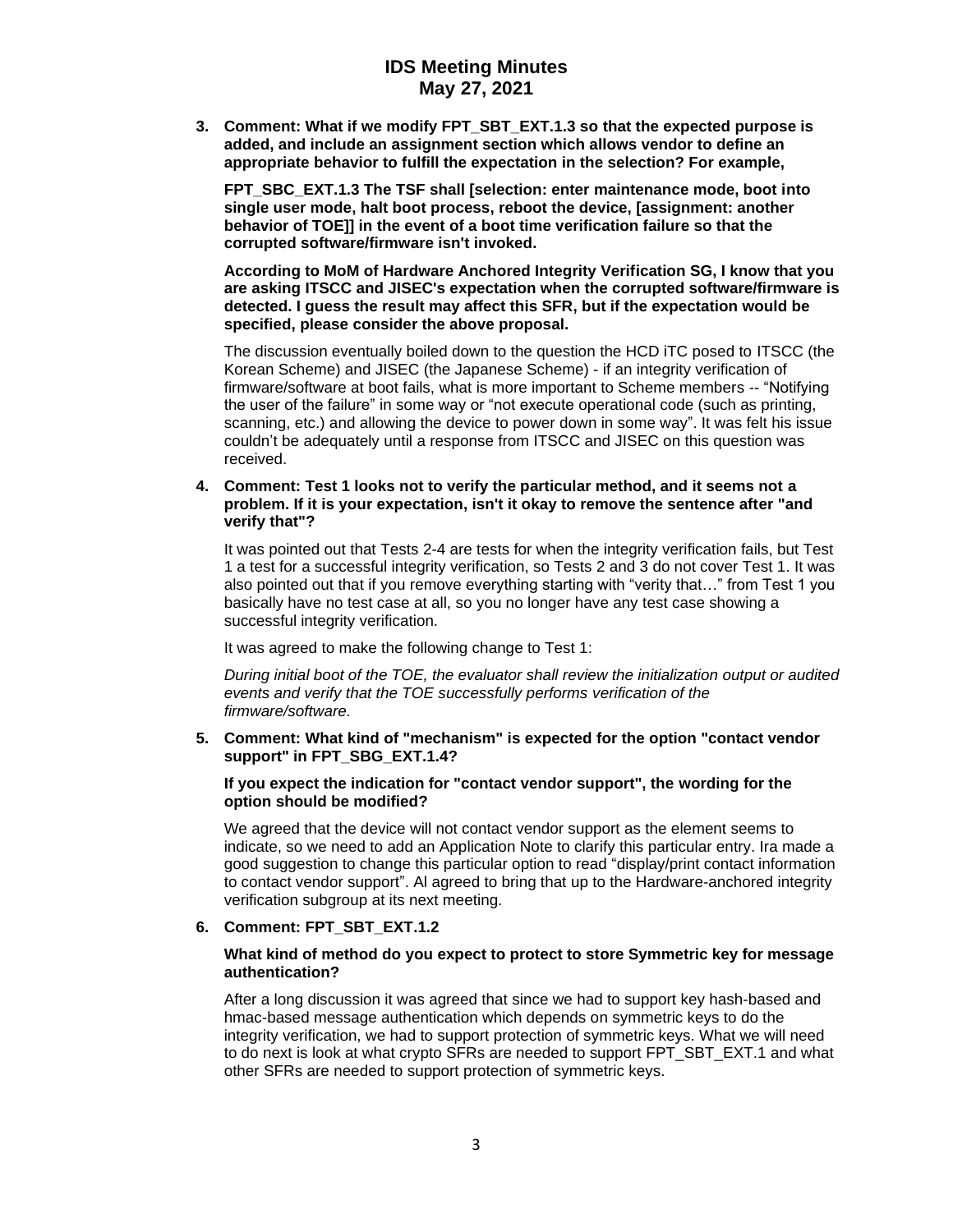3. **Comment: What if we modify FPT_SBT_EXT.1.3 so that the expected purpose is added, and include an assignment section which allows vendor to define an appropriate behavior to fulfill the expectation in the selection? For example,**

   **FPT_SBC_EXT.1.3 The TSF shall [selection: enter maintenance mode, boot into single user mode, halt boot process, reboot the device, [assignment: another behavior of TOE]] in the event of a boot time verification failure so that the corrupted software/firmware isn't invoked.**

   **According to MoM of Hardware Anchored Integrity Verification SG, I know that you are asking ITSCC and JISEC's expectation when the corrupted software/firmware is detected. I guess the result may affect this SFR, but if the expectation would be specified, please consider the above proposal.**

   The discussion eventually boiled down to the question the HCD iTC posed to ITSCC (the Korean Scheme) and JISEC (the Japanese Scheme) - if an integrity verification of firmware/software at boot fails, what is more important to Scheme members -- "Notifying the user of the failure" in some way or "not execute operational code (such as printing, scanning, etc.) and allowing the device to power down in some way". It was felt his issue couldn't be adequately until a response from ITSCC and JISEC on this question was received.

4. **Comment: Test 1 looks not to verify the particular method, and it seems not a problem. If it is your expectation, isn't it okay to remove the sentence after "and verify that"?**

   It was pointed out that Tests 2-4 are tests for when the integrity verification fails, but Test 1 a test for a successful integrity verification, so Tests 2 and 3 do not cover Test 1. It was also pointed out that if you remove everything starting with "verity that…" from Test 1 you basically have no test case at all, so you no longer have any test case showing a successful integrity verification.

   It was agreed to make the following change to Test 1:

   *During initial boot of the TOE, the evaluator shall review the initialization output or audited events and verify that the TOE successfully performs verification of the firmware/software.*

5. **Comment: What kind of "mechanism" is expected for the option "contact vendor support" in FPT_SBG_EXT.1.4?**

   **If you expect the indication for "contact vendor support", the wording for the option should be modified?**

   We agreed that the device will not contact vendor support as the element seems to indicate, so we need to add an Application Note to clarify this particular entry. Ira made a good suggestion to change this particular option to read "display/print contact information to contact vendor support". Al agreed to bring that up to the Hardware-anchored integrity verification subgroup at its next meeting.

6. **Comment: FPT_SBT_EXT.1.2**

   **What kind of method do you expect to protect to store Symmetric key for message authentication?**

   After a long discussion it was agreed that since we had to support key hash-based and hmac-based message authentication which depends on symmetric keys to do the integrity verification, we had to support protection of symmetric keys. What we will need to do next is look at what crypto SFRs are needed to support FPT_SBT_EXT.1 and what other SFRs are needed to support protection of symmetric keys.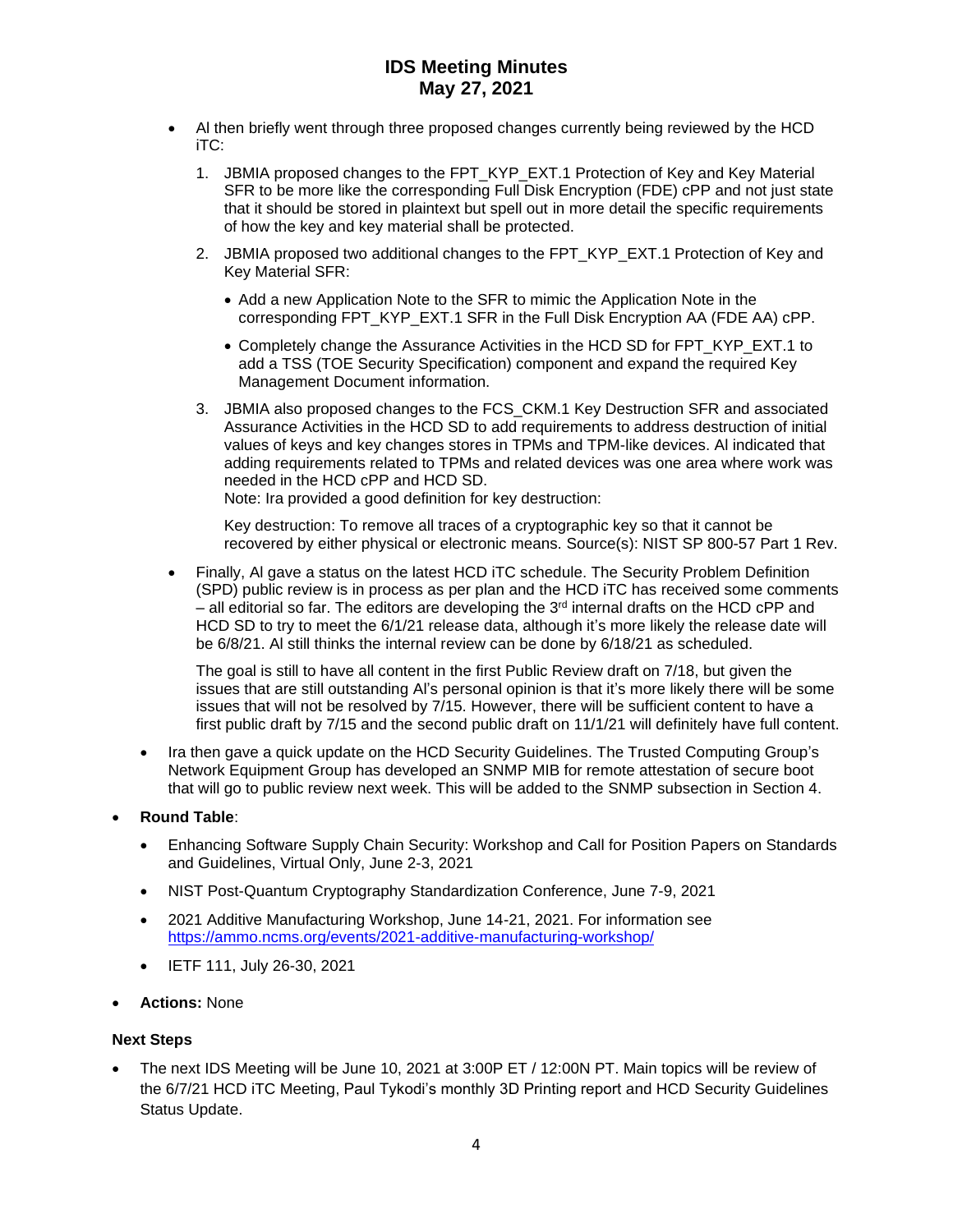- Al then briefly went through three proposed changes currently being reviewed by the HCD iTC:

  1. JBMIA proposed changes to the FPT_KYP_EXT.1 Protection of Key and Key Material SFR to be more like the corresponding Full Disk Encryption (FDE) cPP and not just state that it should be stored in plaintext but spell out in more detail the specific requirements of how the key and key material shall be protected.

  2. JBMIA proposed two additional changes to the FPT_KYP_EXT.1 Protection of Key and Key Material SFR:

     - Add a new Application Note to the SFR to mimic the Application Note in the corresponding FPT_KYP_EXT.1 SFR in the Full Disk Encryption AA (FDE AA) cPP.

     - Completely change the Assurance Activities in the HCD SD for FPT_KYP_EXT.1 to add a TSS (TOE Security Specification) component and expand the required Key Management Document information.

  3. JBMIA also proposed changes to the FCS_CKM.1 Key Destruction SFR and associated Assurance Activities in the HCD SD to add requirements to address destruction of initial values of keys and key changes stores in TPMs and TPM-like devices. Al indicated that adding requirements related to TPMs and related devices was one area where work was needed in the HCD cPP and HCD SD.
     Note: Ira provided a good definition for key destruction:

     Key destruction: To remove all traces of a cryptographic key so that it cannot be recovered by either physical or electronic means. Source(s): NIST SP 800-57 Part 1 Rev.

- Finally, Al gave a status on the latest HCD iTC schedule. The Security Problem Definition (SPD) public review is in process as per plan and the HCD iTC has received some comments – all editorial so far. The editors are developing the 3rd internal drafts on the HCD cPP and HCD SD to try to meet the 6/1/21 release data, although it's more likely the release date will be 6/8/21. Al still thinks the internal review can be done by 6/18/21 as scheduled.

  The goal is still to have all content in the first Public Review draft on 7/18, but given the issues that are still outstanding Al's personal opinion is that it's more likely there will be some issues that will not be resolved by 7/15. However, there will be sufficient content to have a first public draft by 7/15 and the second public draft on 11/1/21 will definitely have full content.

- Ira then gave a quick update on the HCD Security Guidelines. The Trusted Computing Group's Network Equipment Group has developed an SNMP MIB for remote attestation of secure boot that will go to public review next week. This will be added to the SNMP subsection in Section 4.

- **Round Table**:

  - Enhancing Software Supply Chain Security: Workshop and Call for Position Papers on Standards and Guidelines, Virtual Only, June 2-3, 2021

  - NIST Post-Quantum Cryptography Standardization Conference, June 7-9, 2021

  - 2021 Additive Manufacturing Workshop, June 14-21, 2021. For information see https://ammo.ncms.org/events/2021-additive-manufacturing-workshop/

  - IETF 111, July 26-30, 2021

- **Actions:** None

**Next Steps**

- The next IDS Meeting will be June 10, 2021 at 3:00P ET / 12:00N PT. Main topics will be review of the 6/7/21 HCD iTC Meeting, Paul Tykodi's monthly 3D Printing report and HCD Security Guidelines Status Update.